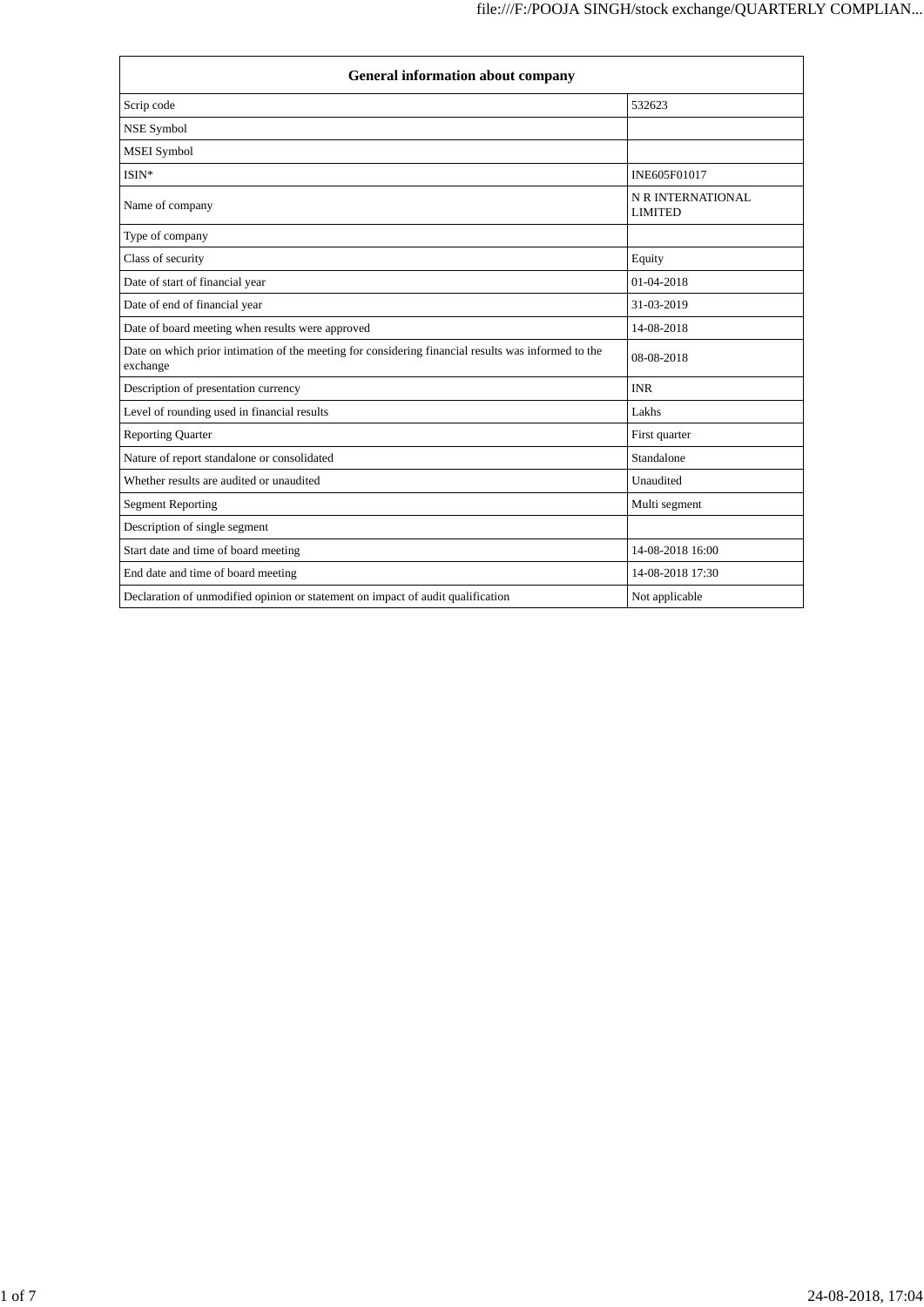| General information about company | |
|---|---|
| Scrip code | 532623 |
| NSE Symbol | |
| MSEI Symbol | |
| ISIN* | INE605F01017 |
| Name of company | N R INTERNATIONAL LIMITED |
| Type of company | |
| Class of security | Equity |
| Date of start of financial year | 01-04-2018 |
| Date of end of financial year | 31-03-2019 |
| Date of board meeting when results were approved | 14-08-2018 |
| Date on which prior intimation of the meeting for considering financial results was informed to the exchange | 08-08-2018 |
| Description of presentation currency | INR |
| Level of rounding used in financial results | Lakhs |
| Reporting Quarter | First quarter |
| Nature of report standalone or consolidated | Standalone |
| Whether results are audited or unaudited | Unaudited |
| Segment Reporting | Multi segment |
| Description of single segment | |
| Start date and time of board meeting | 14-08-2018 16:00 |
| End date and time of board meeting | 14-08-2018 17:30 |
| Declaration of unmodified opinion or statement on impact of audit qualification | Not applicable |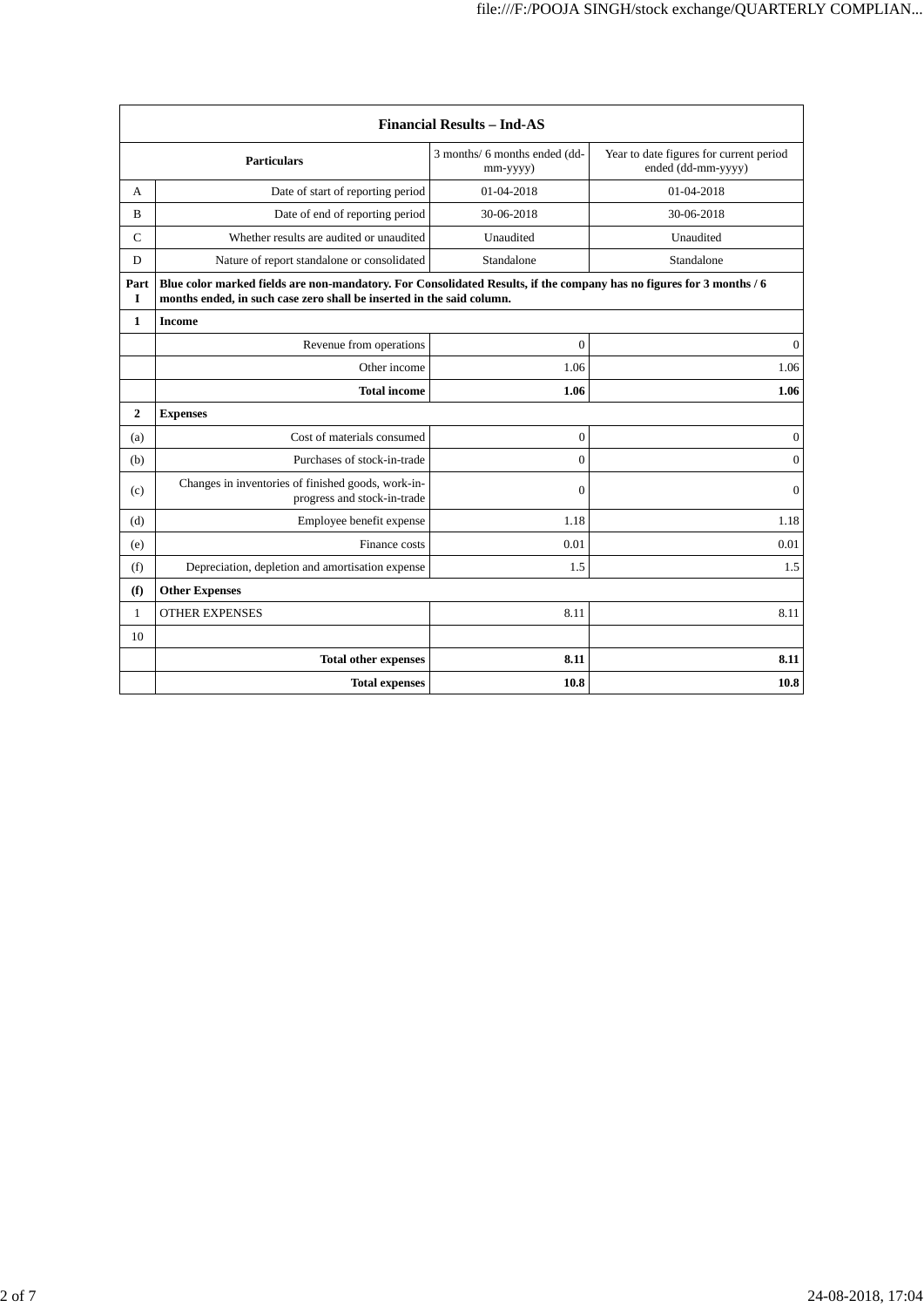| Financial Results – Ind-AS | | | |
|---|---|---|---|
| | **Particulars** | 3 months/ 6 months ended (dd-mm-yyyy) | Year to date figures for current period ended (dd-mm-yyyy) |
| A | Date of start of reporting period | 01-04-2018 | 01-04-2018 |
| B | Date of end of reporting period | 30-06-2018 | 30-06-2018 |
| C | Whether results are audited or unaudited | Unaudited | Unaudited |
| D | Nature of report standalone or consolidated | Standalone | Standalone |
| **Part I** | **Blue color marked fields are non-mandatory. For Consolidated Results, if the company has no figures for 3 months / 6 months ended, in such case zero shall be inserted in the said column.** | | |
| **1** | **Income** | | |
| | Revenue from operations | 0 | 0 |
| | Other income | 1.06 | 1.06 |
| | **Total income** | **1.06** | **1.06** |
| **2** | **Expenses** | | |
| (a) | Cost of materials consumed | 0 | 0 |
| (b) | Purchases of stock-in-trade | 0 | 0 |
| (c) | Changes in inventories of finished goods, work-in-progress and stock-in-trade | 0 | 0 |
| (d) | Employee benefit expense | 1.18 | 1.18 |
| (e) | Finance costs | 0.01 | 0.01 |
| (f) | Depreciation, depletion and amortisation expense | 1.5 | 1.5 |
| **(f)** | **Other Expenses** | | |
| 1 | OTHER EXPENSES | 8.11 | 8.11 |
| 10 | | | |
| | **Total other expenses** | **8.11** | **8.11** |
| | **Total expenses** | **10.8** | **10.8** |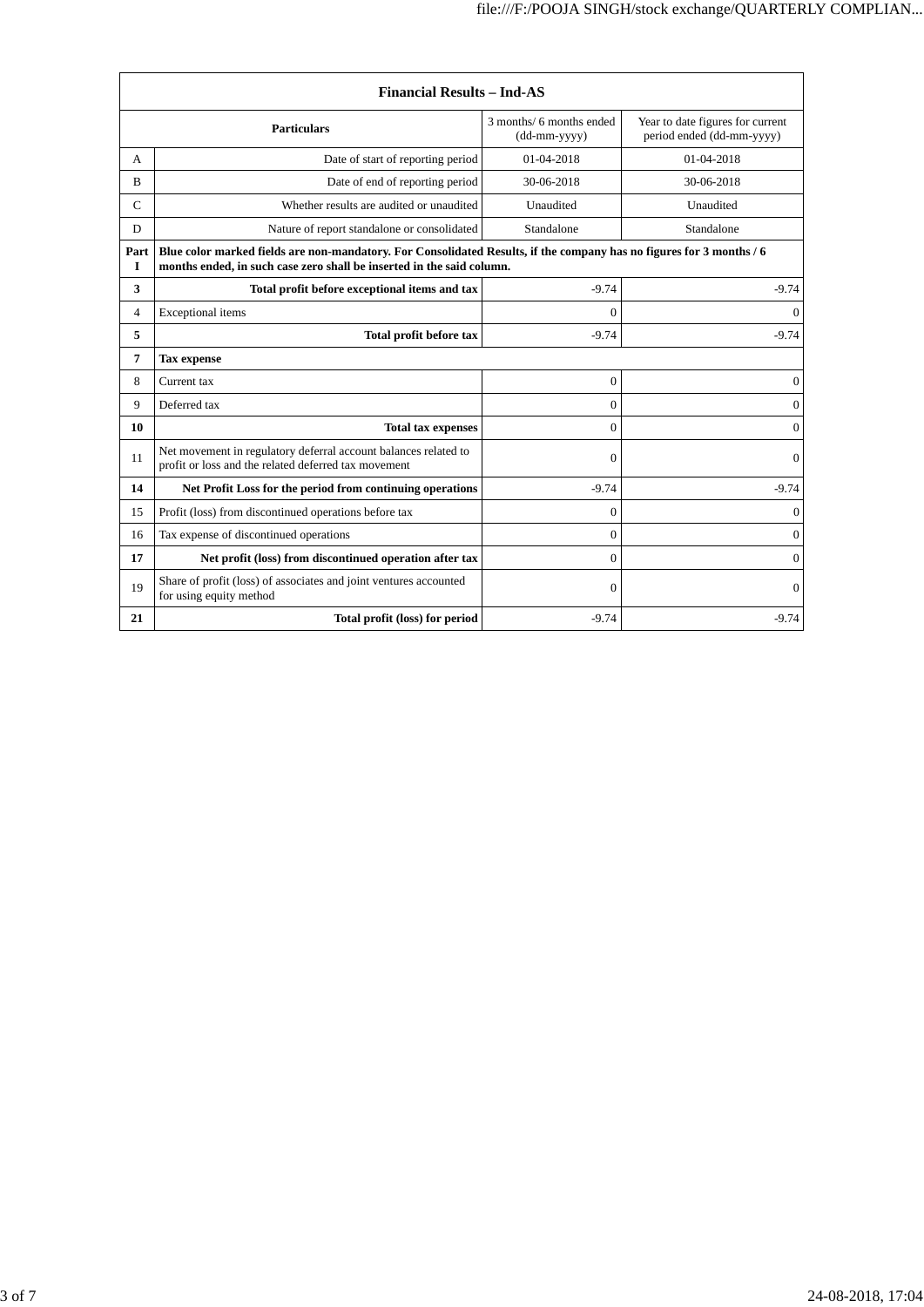| Financial Results – Ind-AS | | | |
|---|---|---|---|
| | **Particulars** | 3 months/ 6 months ended (dd-mm-yyyy) | Year to date figures for current period ended (dd-mm-yyyy) |
| A | Date of start of reporting period | 01-04-2018 | 01-04-2018 |
| B | Date of end of reporting period | 30-06-2018 | 30-06-2018 |
| C | Whether results are audited or unaudited | Unaudited | Unaudited |
| D | Nature of report standalone or consolidated | Standalone | Standalone |
| **Part I** | **Blue color marked fields are non-mandatory. For Consolidated Results, if the company has no figures for 3 months / 6 months ended, in such case zero shall be inserted in the said column.** | | |
| **3** | **Total profit before exceptional items and tax** | -9.74 | -9.74 |
| 4 | Exceptional items | 0 | 0 |
| **5** | **Total profit before tax** | -9.74 | -9.74 |
| **7** | **Tax expense** | | |
| 8 | Current tax | 0 | 0 |
| 9 | Deferred tax | 0 | 0 |
| **10** | **Total tax expenses** | 0 | 0 |
| 11 | Net movement in regulatory deferral account balances related to profit or loss and the related deferred tax movement | 0 | 0 |
| **14** | **Net Profit Loss for the period from continuing operations** | -9.74 | -9.74 |
| 15 | Profit (loss) from discontinued operations before tax | 0 | 0 |
| 16 | Tax expense of discontinued operations | 0 | 0 |
| **17** | **Net profit (loss) from discontinued operation after tax** | 0 | 0 |
| 19 | Share of profit (loss) of associates and joint ventures accounted for using equity method | 0 | 0 |
| **21** | **Total profit (loss) for period** | -9.74 | -9.74 |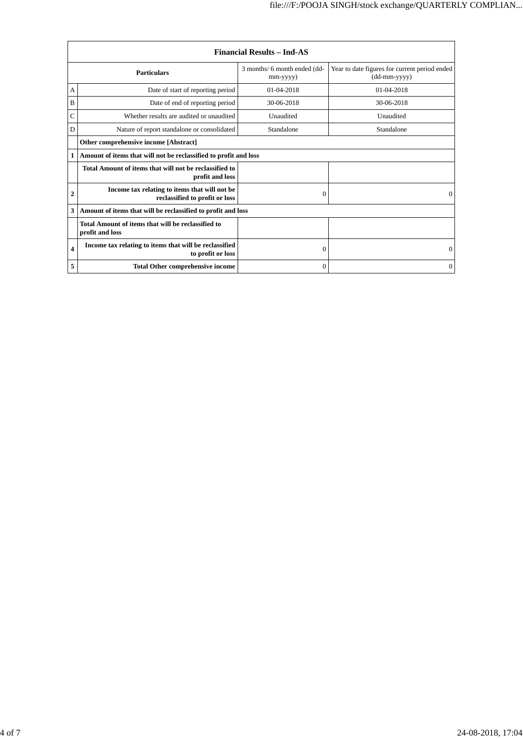| Financial Results – Ind-AS | | | |
|---|---|---|---|
| | **Particulars** | 3 months/ 6 month ended (dd-mm-yyyy) | Year to date figures for current period ended (dd-mm-yyyy) |
| A | Date of start of reporting period | 01-04-2018 | 01-04-2018 |
| B | Date of end of reporting period | 30-06-2018 | 30-06-2018 |
| C | Whether results are audited or unaudited | Unaudited | Unaudited |
| D | Nature of report standalone or consolidated | Standalone | Standalone |
| | **Other comprehensive income [Abstract]** | | |
| **1** | **Amount of items that will not be reclassified to profit and loss** | | |
| | **Total Amount of items that will not be reclassified to profit and loss** | | |
| **2** | **Income tax relating to items that will not be reclassified to profit or loss** | 0 | 0 |
| **3** | **Amount of items that will be reclassified to profit and loss** | | |
| | **Total Amount of items that will be reclassified to profit and loss** | | |
| **4** | **Income tax relating to items that will be reclassified to profit or loss** | 0 | 0 |
| **5** | **Total Other comprehensive income** | 0 | 0 |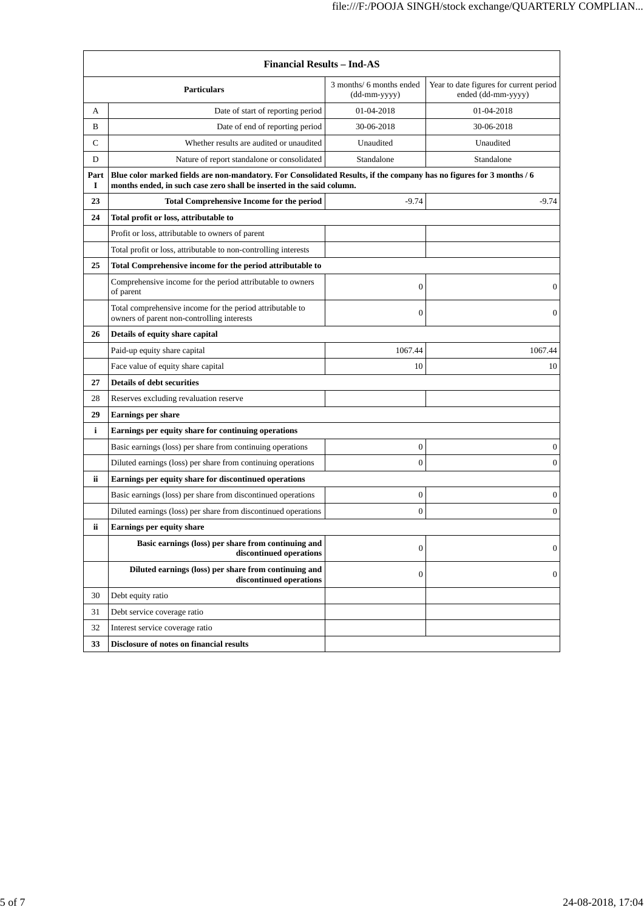| Financial Results – Ind-AS | | | |
|---|---|---|---|
| | Particulars | 3 months/ 6 months ended (dd-mm-yyyy) | Year to date figures for current period ended (dd-mm-yyyy) |
| A | Date of start of reporting period | 01-04-2018 | 01-04-2018 |
| B | Date of end of reporting period | 30-06-2018 | 30-06-2018 |
| C | Whether results are audited or unaudited | Unaudited | Unaudited |
| D | Nature of report standalone or consolidated | Standalone | Standalone |
| **Part I** | **Blue color marked fields are non-mandatory. For Consolidated Results, if the company has no figures for 3 months / 6 months ended, in such case zero shall be inserted in the said column.** | | |
| **23** | **Total Comprehensive Income for the period** | -9.74 | -9.74 |
| **24** | **Total profit or loss, attributable to** | | |
| | Profit or loss, attributable to owners of parent | | |
| | Total profit or loss, attributable to non-controlling interests | | |
| **25** | **Total Comprehensive income for the period attributable to** | | |
| | Comprehensive income for the period attributable to owners of parent | 0 | 0 |
| | Total comprehensive income for the period attributable to owners of parent non-controlling interests | 0 | 0 |
| **26** | **Details of equity share capital** | | |
| | Paid-up equity share capital | 1067.44 | 1067.44 |
| | Face value of equity share capital | 10 | 10 |
| **27** | **Details of debt securities** | | |
| 28 | Reserves excluding revaluation reserve | | |
| **29** | **Earnings per share** | | |
| **i** | **Earnings per equity share for continuing operations** | | |
| | Basic earnings (loss) per share from continuing operations | 0 | 0 |
| | Diluted earnings (loss) per share from continuing operations | 0 | 0 |
| **ii** | **Earnings per equity share for discontinued operations** | | |
| | Basic earnings (loss) per share from discontinued operations | 0 | 0 |
| | Diluted earnings (loss) per share from discontinued operations | 0 | 0 |
| **ii** | **Earnings per equity share** | | |
| | **Basic earnings (loss) per share from continuing and discontinued operations** | 0 | 0 |
| | **Diluted earnings (loss) per share from continuing and discontinued operations** | 0 | 0 |
| 30 | Debt equity ratio | | |
| 31 | Debt service coverage ratio | | |
| 32 | Interest service coverage ratio | | |
| **33** | **Disclosure of notes on financial results** | | |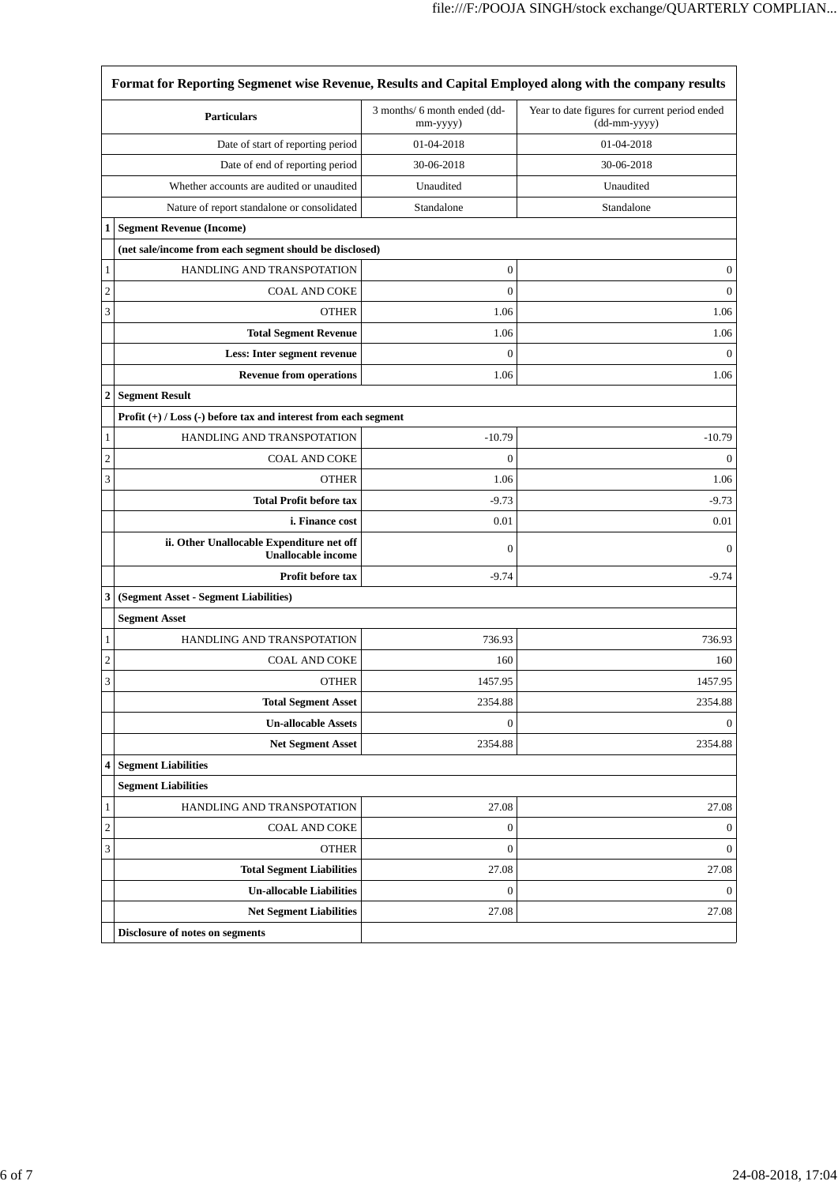| Format for Reporting Segmenet wise Revenue, Results and Capital Employed along with the company results | | | |
|---|---|---|---|
| | **Particulars** | 3 months/ 6 month ended (dd-mm-yyyy) | Year to date figures for current period ended (dd-mm-yyyy) |
| | Date of start of reporting period | 01-04-2018 | 01-04-2018 |
| | Date of end of reporting period | 30-06-2018 | 30-06-2018 |
| | Whether accounts are audited or unaudited | Unaudited | Unaudited |
| | Nature of report standalone or consolidated | Standalone | Standalone |
| **1** | **Segment Revenue (Income)** | | |
| | **(net sale/income from each segment should be disclosed)** | | |
| 1 | HANDLING AND TRANSPOTATION | 0 | 0 |
| 2 | COAL AND COKE | 0 | 0 |
| 3 | OTHER | 1.06 | 1.06 |
| | **Total Segment Revenue** | 1.06 | 1.06 |
| | **Less: Inter segment revenue** | 0 | 0 |
| | **Revenue from operations** | 1.06 | 1.06 |
| **2** | **Segment Result** | | |
| | **Profit (+) / Loss (-) before tax and interest from each segment** | | |
| 1 | HANDLING AND TRANSPOTATION | -10.79 | -10.79 |
| 2 | COAL AND COKE | 0 | 0 |
| 3 | OTHER | 1.06 | 1.06 |
| | **Total Profit before tax** | -9.73 | -9.73 |
| | **i. Finance cost** | 0.01 | 0.01 |
| | **ii. Other Unallocable Expenditure net off Unallocable income** | 0 | 0 |
| | **Profit before tax** | -9.74 | -9.74 |
| **3** | **(Segment Asset - Segment Liabilities)** | | |
| | **Segment Asset** | | |
| 1 | HANDLING AND TRANSPOTATION | 736.93 | 736.93 |
| 2 | COAL AND COKE | 160 | 160 |
| 3 | OTHER | 1457.95 | 1457.95 |
| | **Total Segment Asset** | 2354.88 | 2354.88 |
| | **Un-allocable Assets** | 0 | 0 |
| | **Net Segment Asset** | 2354.88 | 2354.88 |
| **4** | **Segment Liabilities** | | |
| | **Segment Liabilities** | | |
| 1 | HANDLING AND TRANSPOTATION | 27.08 | 27.08 |
| 2 | COAL AND COKE | 0 | 0 |
| 3 | OTHER | 0 | 0 |
| | **Total Segment Liabilities** | 27.08 | 27.08 |
| | **Un-allocable Liabilities** | 0 | 0 |
| | **Net Segment Liabilities** | 27.08 | 27.08 |
| | **Disclosure of notes on segments** | | |